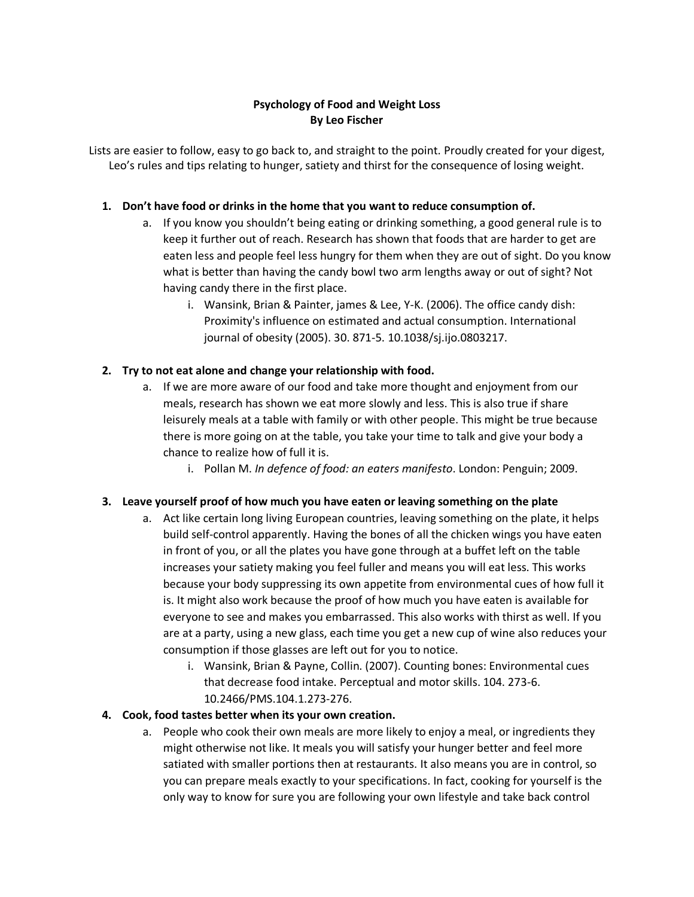**Psychology of Food and Weight Loss**
**By Leo Fischer**

Lists are easier to follow, easy to go back to, and straight to the point. Proudly created for your digest, Leo's rules and tips relating to hunger, satiety and thirst for the consequence of losing weight.

1. **Don't have food or drinks in the home that you want to reduce consumption of.**
   a. If you know you shouldn't being eating or drinking something, a good general rule is to keep it further out of reach. Research has shown that foods that are harder to get are eaten less and people feel less hungry for them when they are out of sight. Do you know what is better than having the candy bowl two arm lengths away or out of sight? Not having candy there in the first place.
      i. Wansink, Brian & Painter, james & Lee, Y-K. (2006). The office candy dish: Proximity's influence on estimated and actual consumption. International journal of obesity (2005). 30. 871-5. 10.1038/sj.ijo.0803217.

2. **Try to not eat alone and change your relationship with food.**
   a. If we are more aware of our food and take more thought and enjoyment from our meals, research has shown we eat more slowly and less. This is also true if share leisurely meals at a table with family or with other people. This might be true because there is more going on at the table, you take your time to talk and give your body a chance to realize how of full it is.
      i. Pollan M. *In defence of food: an eaters manifesto*. London: Penguin; 2009.

3. **Leave yourself proof of how much you have eaten or leaving something on the plate**
   a. Act like certain long living European countries, leaving something on the plate, it helps build self-control apparently. Having the bones of all the chicken wings you have eaten in front of you, or all the plates you have gone through at a buffet left on the table increases your satiety making you feel fuller and means you will eat less. This works because your body suppressing its own appetite from environmental cues of how full it is. It might also work because the proof of how much you have eaten is available for everyone to see and makes you embarrassed. This also works with thirst as well. If you are at a party, using a new glass, each time you get a new cup of wine also reduces your consumption if those glasses are left out for you to notice.
      i. Wansink, Brian & Payne, Collin. (2007). Counting bones: Environmental cues that decrease food intake. Perceptual and motor skills. 104. 273-6. 10.2466/PMS.104.1.273-276.

4. **Cook, food tastes better when its your own creation.**
   a. People who cook their own meals are more likely to enjoy a meal, or ingredients they might otherwise not like. It meals you will satisfy your hunger better and feel more satiated with smaller portions then at restaurants. It also means you are in control, so you can prepare meals exactly to your specifications. In fact, cooking for yourself is the only way to know for sure you are following your own lifestyle and take back control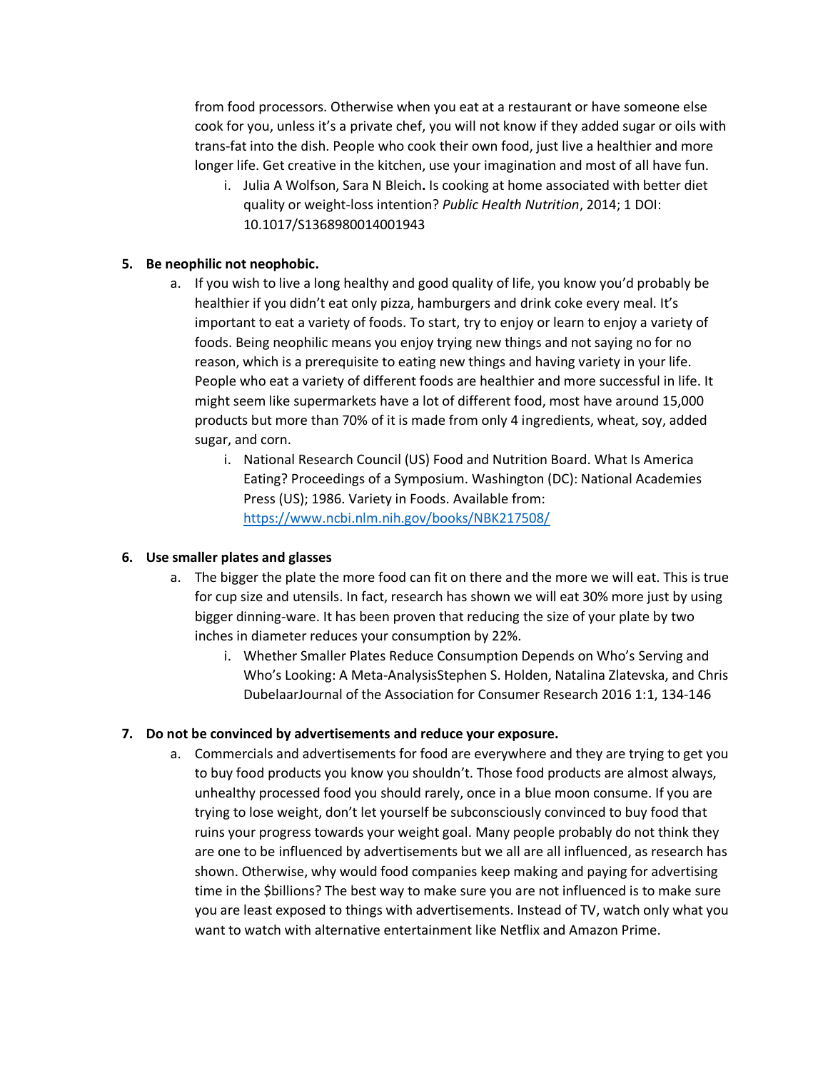from food processors. Otherwise when you eat at a restaurant or have someone else cook for you, unless it's a private chef, you will not know if they added sugar or oils with trans-fat into the dish. People who cook their own food, just live a healthier and more longer life. Get creative in the kitchen, use your imagination and most of all have fun.

   i. Julia A Wolfson, Sara N Bleich**.** Is cooking at home associated with better diet quality or weight-loss intention? *Public Health Nutrition*, 2014; 1 DOI: 10.1017/S1368980014001943

5. **Be neophilic not neophobic.**
   a. If you wish to live a long healthy and good quality of life, you know you'd probably be healthier if you didn't eat only pizza, hamburgers and drink coke every meal. It's important to eat a variety of foods. To start, try to enjoy or learn to enjoy a variety of foods. Being neophilic means you enjoy trying new things and not saying no for no reason, which is a prerequisite to eating new things and having variety in your life. People who eat a variety of different foods are healthier and more successful in life. It might seem like supermarkets have a lot of different food, most have around 15,000 products but more than 70% of it is made from only 4 ingredients, wheat, soy, added sugar, and corn.
      i. National Research Council (US) Food and Nutrition Board. What Is America Eating? Proceedings of a Symposium. Washington (DC): National Academies Press (US); 1986. Variety in Foods. Available from: [https://www.ncbi.nlm.nih.gov/books/NBK217508/](https://www.ncbi.nlm.nih.gov/books/NBK217508/)

6. **Use smaller plates and glasses**
   a. The bigger the plate the more food can fit on there and the more we will eat. This is true for cup size and utensils. In fact, research has shown we will eat 30% more just by using bigger dinning-ware. It has been proven that reducing the size of your plate by two inches in diameter reduces your consumption by 22%.
      i. Whether Smaller Plates Reduce Consumption Depends on Who's Serving and Who's Looking: A Meta-AnalysisStephen S. Holden, Natalina Zlatevska, and Chris DubelaarJournal of the Association for Consumer Research 2016 1:1, 134-146

7. **Do not be convinced by advertisements and reduce your exposure.**
   a. Commercials and advertisements for food are everywhere and they are trying to get you to buy food products you know you shouldn't. Those food products are almost always, unhealthy processed food you should rarely, once in a blue moon consume. If you are trying to lose weight, don't let yourself be subconsciously convinced to buy food that ruins your progress towards your weight goal. Many people probably do not think they are one to be influenced by advertisements but we all are all influenced, as research has shown. Otherwise, why would food companies keep making and paying for advertising time in the $billions? The best way to make sure you are not influenced is to make sure you are least exposed to things with advertisements. Instead of TV, watch only what you want to watch with alternative entertainment like Netflix and Amazon Prime.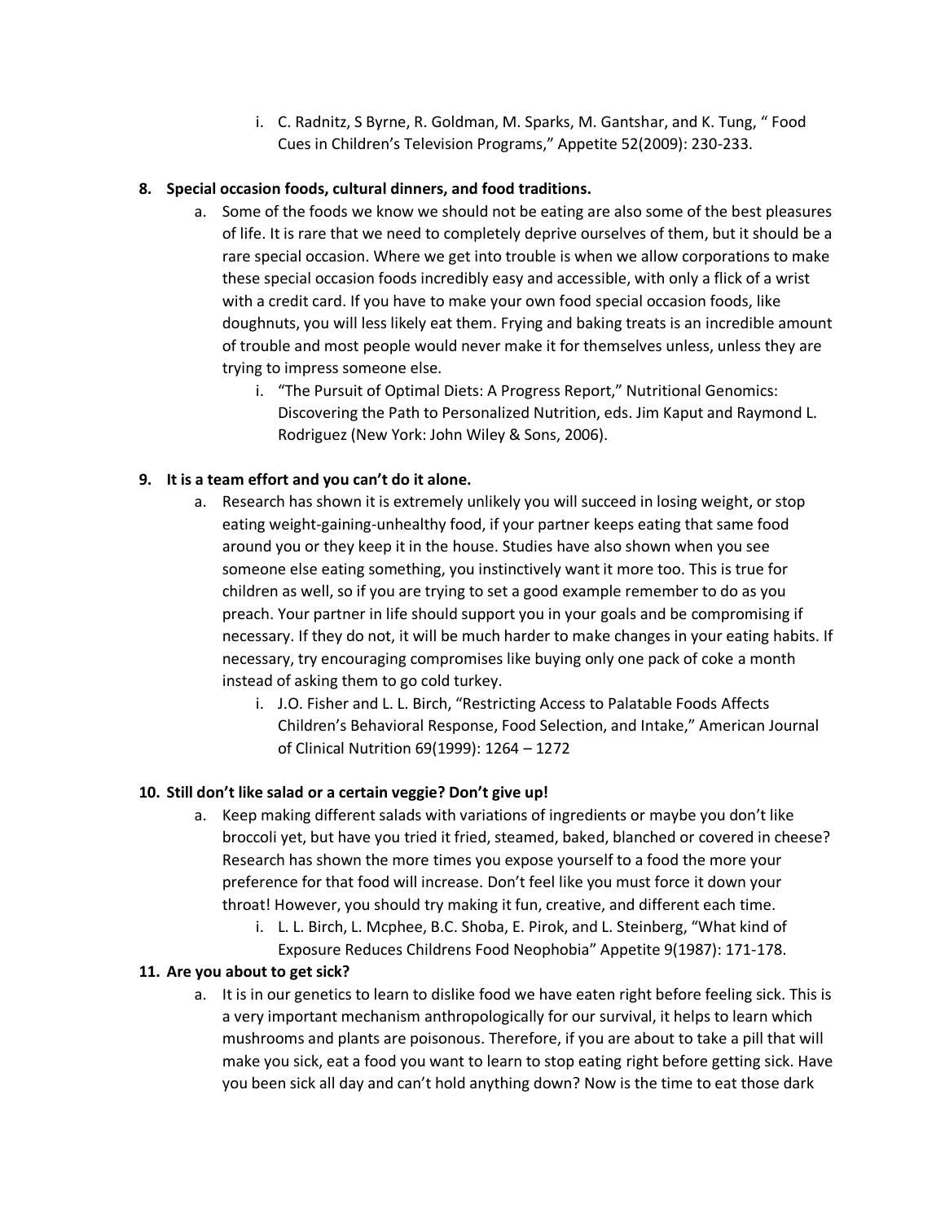i. C. Radnitz, S Byrne, R. Goldman, M. Sparks, M. Gantshar, and K. Tung, " Food Cues in Children's Television Programs," Appetite 52(2009): 230-233.

8. **Special occasion foods, cultural dinners, and food traditions.**
   a. Some of the foods we know we should not be eating are also some of the best pleasures of life. It is rare that we need to completely deprive ourselves of them, but it should be a rare special occasion. Where we get into trouble is when we allow corporations to make these special occasion foods incredibly easy and accessible, with only a flick of a wrist with a credit card. If you have to make your own food special occasion foods, like doughnuts, you will less likely eat them. Frying and baking treats is an incredible amount of trouble and most people would never make it for themselves unless, unless they are trying to impress someone else.
      i. "The Pursuit of Optimal Diets: A Progress Report," Nutritional Genomics: Discovering the Path to Personalized Nutrition, eds. Jim Kaput and Raymond L. Rodriguez (New York: John Wiley & Sons, 2006).

9. **It is a team effort and you can't do it alone.**
   a. Research has shown it is extremely unlikely you will succeed in losing weight, or stop eating weight-gaining-unhealthy food, if your partner keeps eating that same food around you or they keep it in the house. Studies have also shown when you see someone else eating something, you instinctively want it more too. This is true for children as well, so if you are trying to set a good example remember to do as you preach. Your partner in life should support you in your goals and be compromising if necessary. If they do not, it will be much harder to make changes in your eating habits. If necessary, try encouraging compromises like buying only one pack of coke a month instead of asking them to go cold turkey.
      i. J.O. Fisher and L. L. Birch, "Restricting Access to Palatable Foods Affects Children's Behavioral Response, Food Selection, and Intake," American Journal of Clinical Nutrition 69(1999): 1264 – 1272

10. **Still don't like salad or a certain veggie? Don't give up!**
    a. Keep making different salads with variations of ingredients or maybe you don't like broccoli yet, but have you tried it fried, steamed, baked, blanched or covered in cheese? Research has shown the more times you expose yourself to a food the more your preference for that food will increase. Don't feel like you must force it down your throat! However, you should try making it fun, creative, and different each time.
       i. L. L. Birch, L. Mcphee, B.C. Shoba, E. Pirok, and L. Steinberg, "What kind of Exposure Reduces Childrens Food Neophobia" Appetite 9(1987): 171-178.

11. **Are you about to get sick?**
    a. It is in our genetics to learn to dislike food we have eaten right before feeling sick. This is a very important mechanism anthropologically for our survival, it helps to learn which mushrooms and plants are poisonous. Therefore, if you are about to take a pill that will make you sick, eat a food you want to learn to stop eating right before getting sick. Have you been sick all day and can't hold anything down? Now is the time to eat those dark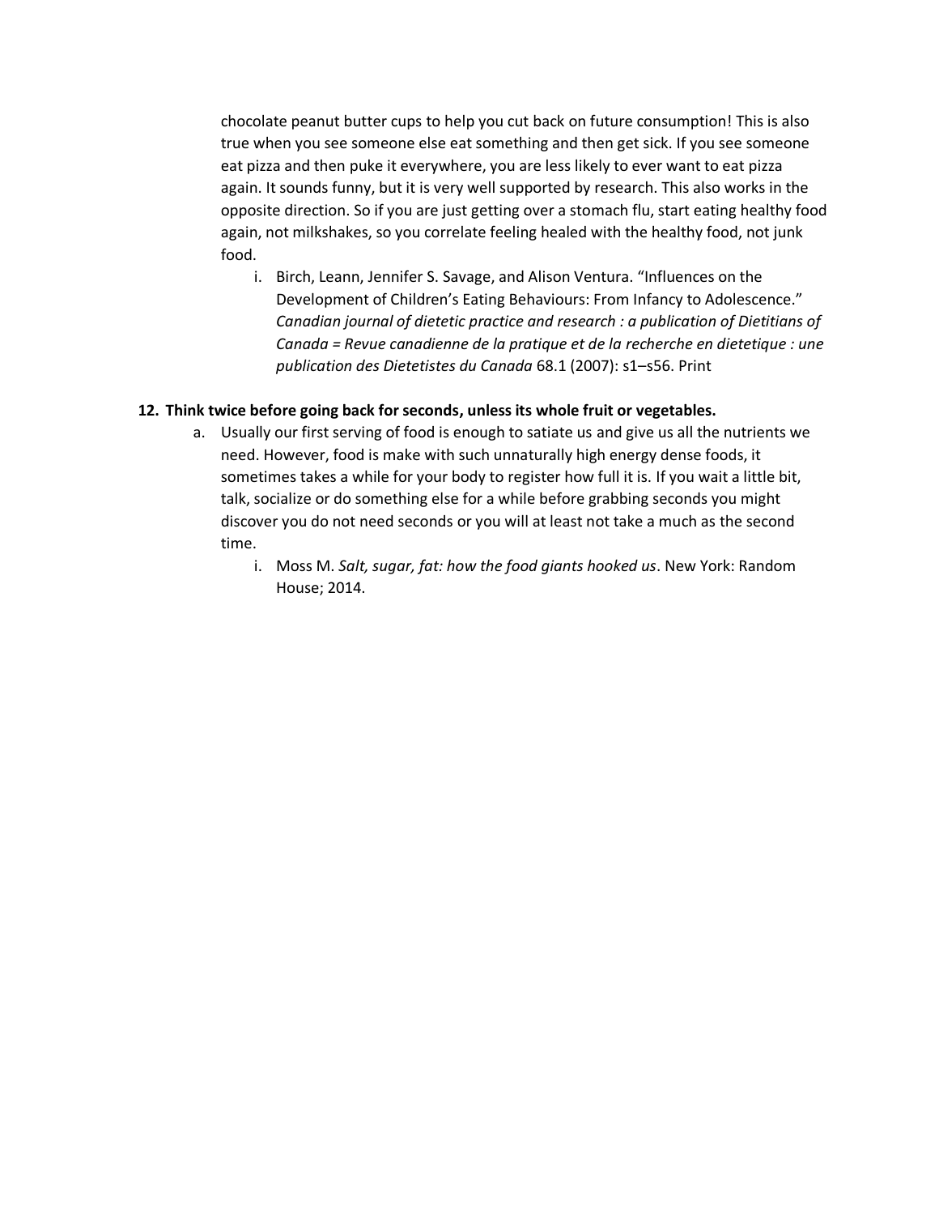chocolate peanut butter cups to help you cut back on future consumption! This is also true when you see someone else eat something and then get sick. If you see someone eat pizza and then puke it everywhere, you are less likely to ever want to eat pizza again. It sounds funny, but it is very well supported by research. This also works in the opposite direction. So if you are just getting over a stomach flu, start eating healthy food again, not milkshakes, so you correlate feeling healed with the healthy food, not junk food.

   i. Birch, Leann, Jennifer S. Savage, and Alison Ventura. "Influences on the Development of Children's Eating Behaviours: From Infancy to Adolescence." *Canadian journal of dietetic practice and research : a publication of Dietitians of Canada = Revue canadienne de la pratique et de la recherche en dietetique : une publication des Dietetistes du Canada* 68.1 (2007): s1–s56. Print

**12. Think twice before going back for seconds, unless its whole fruit or vegetables.**

a. Usually our first serving of food is enough to satiate us and give us all the nutrients we need. However, food is make with such unnaturally high energy dense foods, it sometimes takes a while for your body to register how full it is. If you wait a little bit, talk, socialize or do something else for a while before grabbing seconds you might discover you do not need seconds or you will at least not take a much as the second time.

   i. Moss M. *Salt, sugar, fat: how the food giants hooked us*. New York: Random House; 2014.